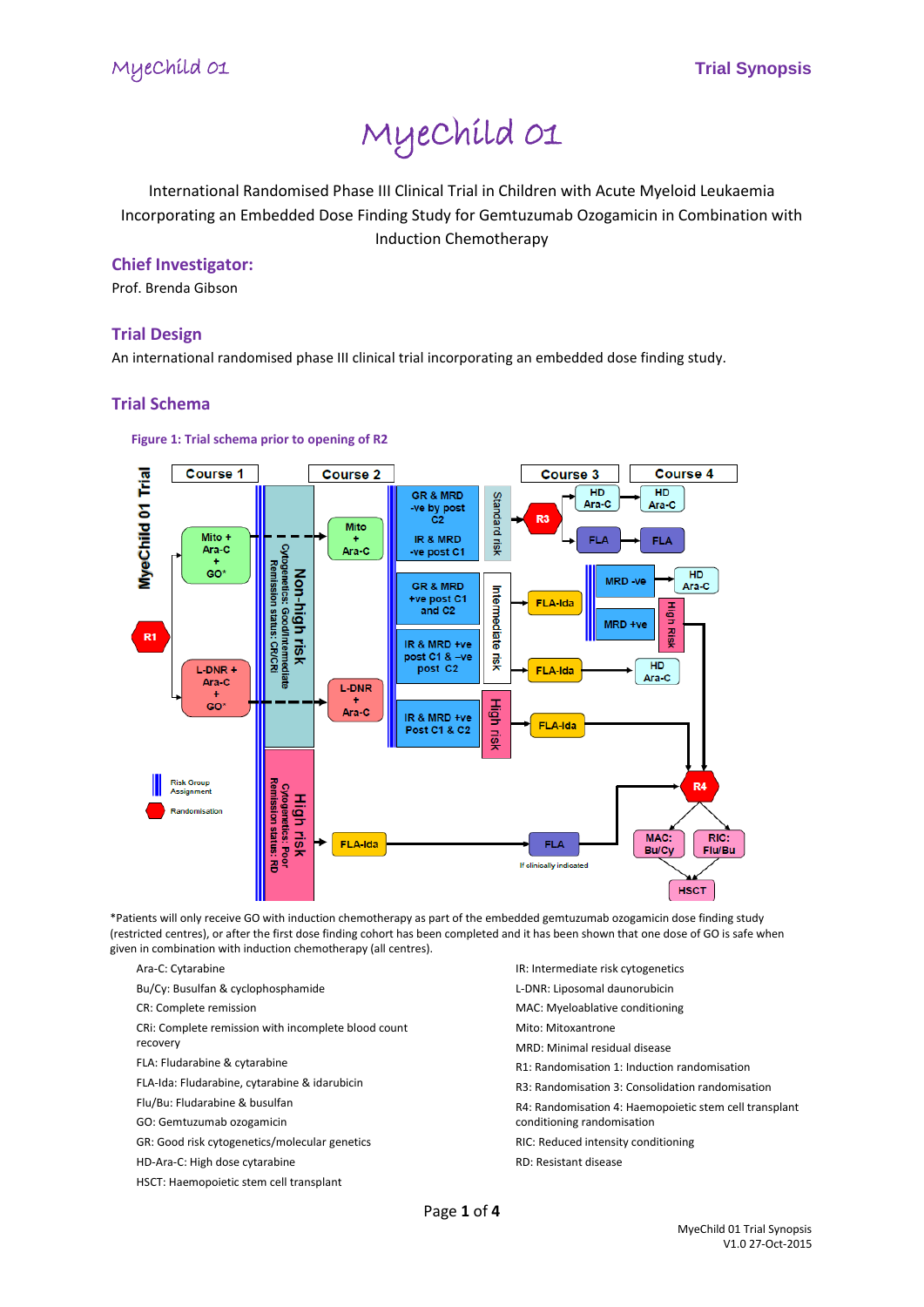# MyeChild 01

International Randomised Phase III Clinical Trial in Children with Acute Myeloid Leukaemia Incorporating an Embedded Dose Finding Study for Gemtuzumab Ozogamicin in Combination with Induction Chemotherapy

## Chief Investigator:

Prof. Brenda Gibson

## Trial Design

An international randomised phase III clinical trial incorporating an embedded dose finding study.

## Trial Schema

**Figure 1: Trial schema prior to opening of R2**

*Patients will only receive GO with induction chemotherapy as part of the embedded gemtuzumab ozogamicin dose finding study (restricted centres), or after the first dose finding cohort has been completed and it has been shown that one dose of GO is safe when given in combination with induction chemotherapy (all centres).

- Ara-C: Cytarabine
- Bu/Cy: Busulfan & cyclophosphamide
- CR: Complete remission
- CRi: Complete remission with incomplete blood count recovery
- FLA: Fludarabine & cytarabine
- FLA-Ida: Fludarabine, cytarabine & idarubicin
- Flu/Bu: Fludarabine & busulfan
- GO: Gemtuzumab ozogamicin
- GR: Good risk cytogenetics/molecular genetics
- HD-Ara-C: High dose cytarabine
- HSCT: Haemopoietic stem cell transplant
- IR: Intermediate risk cytogenetics
- L-DNR: Liposomal daunorubicin
- MAC: Myeloablative conditioning
- Mito: Mitoxantrone
- MRD: Minimal residual disease
- R1: Randomisation 1: Induction randomisation
- R3: Randomisation 3: Consolidation randomisation
- R4: Randomisation 4: Haemopoietic stem cell transplant conditioning randomisation
- RIC: Reduced intensity conditioning
- RD: Resistant disease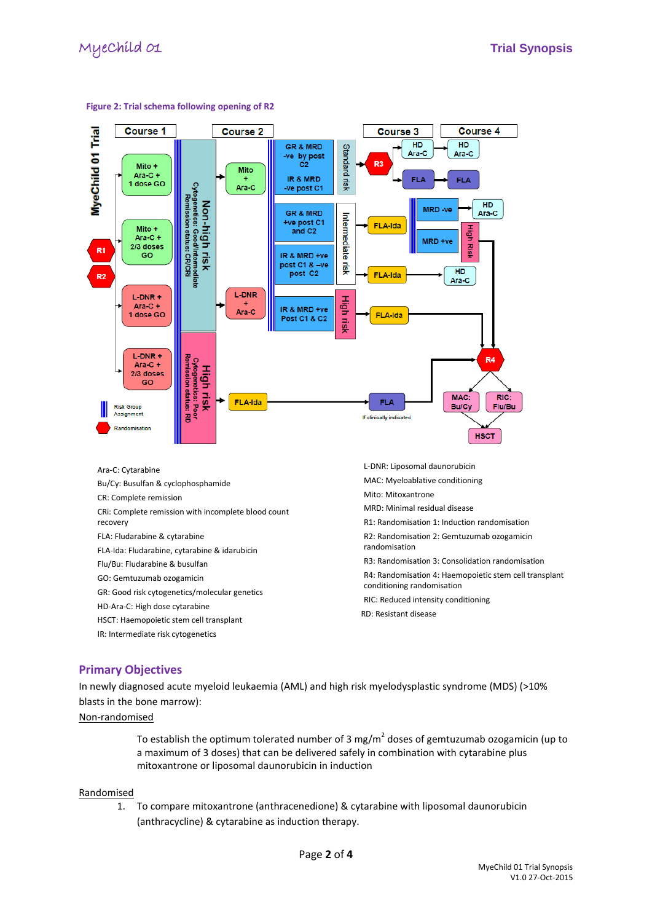Figure 2: Trial schema following opening of R2

Ara-C: Cytarabine
Bu/Cy: Busulfan & cyclophosphamide
CR: Complete remission
CRi: Complete remission with incomplete blood count recovery
FLA: Fludarabine & cytarabine
FLA-Ida: Fludarabine, cytarabine & idarubicin
Flu/Bu: Fludarabine & busulfan
GO: Gemtuzumab ozogamicin
GR: Good risk cytogenetics/molecular genetics
HD-Ara-C: High dose cytarabine
HSCT: Haemopoietic stem cell transplant
IR: Intermediate risk cytogenetics
L-DNR: Liposomal daunorubicin
MAC: Myeloablative conditioning
Mito: Mitoxantrone
MRD: Minimal residual disease
R1: Randomisation 1: Induction randomisation
R2: Randomisation 2: Gemtuzumab ozogamicin randomisation
R3: Randomisation 3: Consolidation randomisation
R4: Randomisation 4: Haemopoietic stem cell transplant conditioning randomisation
RIC: Reduced intensity conditioning
RD: Resistant disease

## Primary Objectives

In newly diagnosed acute myeloid leukaemia (AML) and high risk myelodysplastic syndrome (MDS) (>10% blasts in the bone marrow):

Non-randomised

To establish the optimum tolerated number of 3 $mg/m^2$ doses of gemtuzumab ozogamicin (up to a maximum of 3 doses) that can be delivered safely in combination with cytarabine plus mitoxantrone or liposomal daunorubicin in induction

Randomised

1. To compare mitoxantrone (anthracenedione) & cytarabine with liposomal daunorubicin (anthracycline) & cytarabine as induction therapy.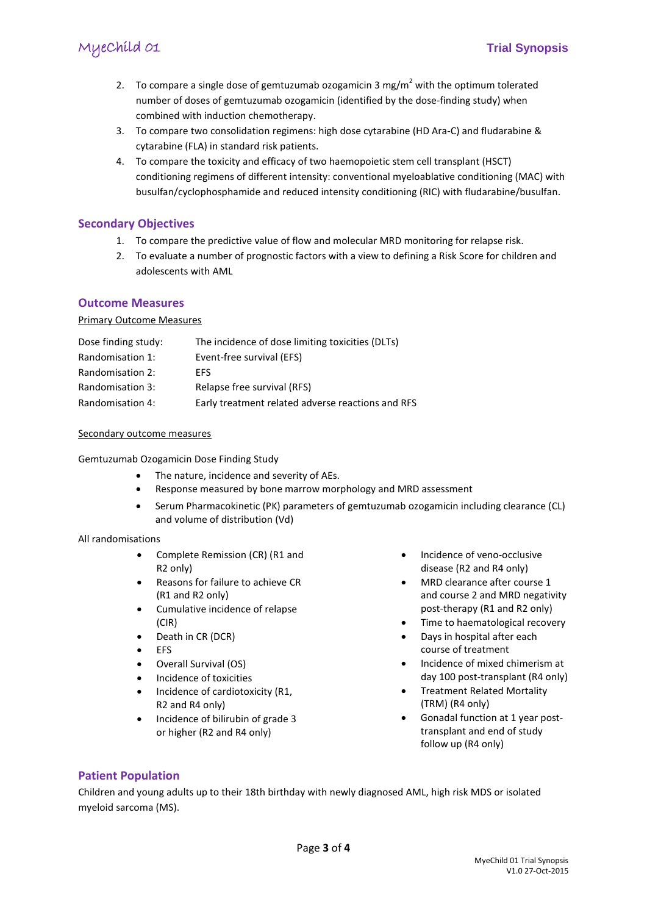2. To compare a single dose of gemtuzumab ozogamicin 3 mg/$m^2$ with the optimum tolerated number of doses of gemtuzumab ozogamicin (identified by the dose-finding study) when combined with induction chemotherapy.
3. To compare two consolidation regimens: high dose cytarabine (HD Ara-C) and fludarabine & cytarabine (FLA) in standard risk patients.
4. To compare the toxicity and efficacy of two haemopoietic stem cell transplant (HSCT) conditioning regimens of different intensity: conventional myeloablative conditioning (MAC) with busulfan/cyclophosphamide and reduced intensity conditioning (RIC) with fludarabine/busulfan.

## Secondary Objectives

1. To compare the predictive value of flow and molecular MRD monitoring for relapse risk.
2. To evaluate a number of prognostic factors with a view to defining a Risk Score for children and adolescents with AML

## Outcome Measures

<u>Primary Outcome Measures</u>

| | |
|---|---|
| Dose finding study: | The incidence of dose limiting toxicities (DLTs) |
| Randomisation 1: | Event-free survival (EFS) |
| Randomisation 2: | EFS |
| Randomisation 3: | Relapse free survival (RFS) |
| Randomisation 4: | Early treatment related adverse reactions and RFS |

<u>Secondary outcome measures</u>

Gemtuzumab Ozogamicin Dose Finding Study

- The nature, incidence and severity of AEs.
- Response measured by bone marrow morphology and MRD assessment
- Serum Pharmacokinetic (PK) parameters of gemtuzumab ozogamicin including clearance (CL) and volume of distribution (Vd)

All randomisations

- Complete Remission (CR) (R1 and R2 only)
- Reasons for failure to achieve CR (R1 and R2 only)
- Cumulative incidence of relapse (CIR)
- Death in CR (DCR)
- EFS
- Overall Survival (OS)
- Incidence of toxicities
- Incidence of cardiotoxicity (R1, R2 and R4 only)
- Incidence of bilirubin of grade 3 or higher (R2 and R4 only)
- Incidence of veno-occlusive disease (R2 and R4 only)
- MRD clearance after course 1 and course 2 and MRD negativity post-therapy (R1 and R2 only)
- Time to haematological recovery
- Days in hospital after each course of treatment
- Incidence of mixed chimerism at day 100 post-transplant (R4 only)
- Treatment Related Mortality (TRM) (R4 only)
- Gonadal function at 1 year post-transplant and end of study follow up (R4 only)

## Patient Population

Children and young adults up to their 18th birthday with newly diagnosed AML, high risk MDS or isolated myeloid sarcoma (MS).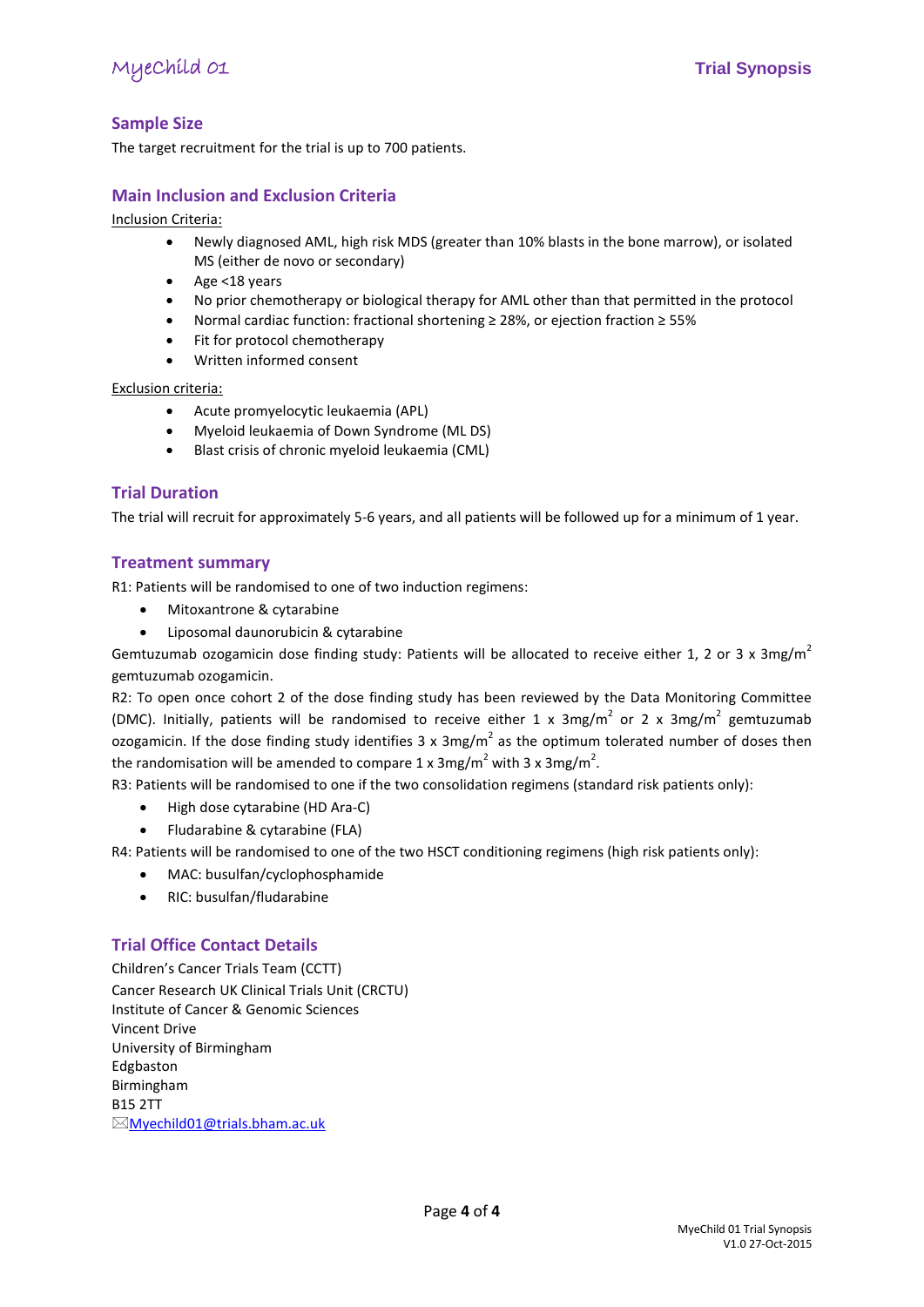## Sample Size

The target recruitment for the trial is up to 700 patients.

## Main Inclusion and Exclusion Criteria

Inclusion Criteria:

- Newly diagnosed AML, high risk MDS (greater than 10% blasts in the bone marrow), or isolated MS (either de novo or secondary)
- Age <18 years
- No prior chemotherapy or biological therapy for AML other than that permitted in the protocol
- Normal cardiac function: fractional shortening ≥ 28%, or ejection fraction ≥ 55%
- Fit for protocol chemotherapy
- Written informed consent

Exclusion criteria:

- Acute promyelocytic leukaemia (APL)
- Myeloid leukaemia of Down Syndrome (ML DS)
- Blast crisis of chronic myeloid leukaemia (CML)

## Trial Duration

The trial will recruit for approximately 5-6 years, and all patients will be followed up for a minimum of 1 year.

## Treatment summary

R1: Patients will be randomised to one of two induction regimens:

- Mitoxantrone & cytarabine
- Liposomal daunorubicin & cytarabine

Gemtuzumab ozogamicin dose finding study: Patients will be allocated to receive either 1, 2 or 3 x 3mg/m$^2$ gemtuzumab ozogamicin.

R2: To open once cohort 2 of the dose finding study has been reviewed by the Data Monitoring Committee (DMC). Initially, patients will be randomised to receive either 1 x 3mg/m$^2$ or 2 x 3mg/m$^2$ gemtuzumab ozogamicin. If the dose finding study identifies 3 x 3mg/m$^2$ as the optimum tolerated number of doses then the randomisation will be amended to compare 1 x 3mg/m$^2$ with 3 x 3mg/m$^2$.

R3: Patients will be randomised to one if the two consolidation regimens (standard risk patients only):

- High dose cytarabine (HD Ara-C)
- Fludarabine & cytarabine (FLA)

R4: Patients will be randomised to one of the two HSCT conditioning regimens (high risk patients only):

- MAC: busulfan/cyclophosphamide
- RIC: busulfan/fludarabine

## Trial Office Contact Details

Children's Cancer Trials Team (CCTT)
Cancer Research UK Clinical Trials Unit (CRCTU)
Institute of Cancer & Genomic Sciences
Vincent Drive
University of Birmingham
Edgbaston
Birmingham
B15 2TT
✉Myechild01@trials.bham.ac.uk